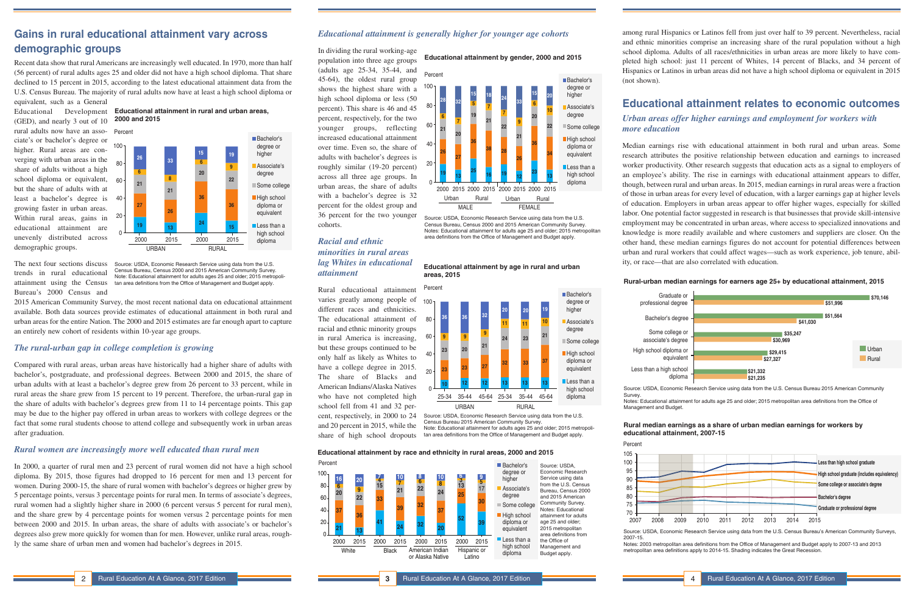## Gains in rural educational attainment vary across demographic groups

Recent data show that rural Americans are increasingly well educated. In 1970, more than half (56 percent) of rural adults ages 25 and older did not have a high school diploma. That share declined to 15 percent in 2015, according to the latest educational attainment data from the U.S. Census Bureau. The majority of rural adults now have at least a high school diploma or equivalent, such as a General Educational Development (GED), and nearly 3 out of 10 rural adults now have an associate's or bachelor's degree or higher. Rural areas are converging with urban areas in the share of adults without a high school diploma or equivalent, but the share of adults with at least a bachelor's degree is growing faster in urban areas. Within rural areas, gains in educational attainment are unevenly distributed across demographic groups.

**Educational attainment in rural and urban areas, 2000 and 2015**

Percent

| | Urban 2000 | Urban 2015 | Rural 2000 | Rural 2015 |
|---|---|---|---|---|
| Bachelor's degree or higher | 26 | 33 | 15 | 19 |
| Associate's degree | 6 | 8 | 6 | 9 |
| Some college | 21 | 21 | 20 | 22 |
| High school diploma or equivalent | 27 | 26 | 36 | 36 |
| Less than a high school diploma | 19 | 13 | 24 | 15 |

Source: USDA, Economic Research Service using data from the U.S. Census Bureau, Census 2000 and 2015 American Community Survey.
Note: Educational attainment for adults age 25 and older; 2015 metropolitan area definitions from the Office of Management and Budget apply.

The next four sections discuss trends in rural educational attainment using the Census Bureau's 2000 Census and 2015 American Community Survey, the most recent national data on educational attainment available. Both data sources provide estimates of educational attainment in both rural and urban areas for the entire Nation. The 2000 and 2015 estimates are far enough apart to capture an entirely new cohort of residents within 10-year age groups.

### *The rural-urban gap in college completion is growing*

Compared with rural areas, urban areas have historically had a higher share of adults with bachelor's, postgraduate, and professional degrees. Between 2000 and 2015, the share of urban adults with at least a bachelor's degree grew from 26 percent to 33 percent, while in rural areas the share grew from 15 percent to 19 percent. Therefore, the urban-rural gap in the share of adults with bachelor's degrees grew from 11 to 14 percentage points. This gap may be due to the higher pay offered in urban areas to workers with college degrees or the fact that some rural students choose to attend college and subsequently work in urban areas after graduation.

### *Rural women are increasingly more well educated than rural men*

In 2000, a quarter of rural men and 23 percent of rural women did not have a high school diploma. By 2015, those figures had dropped to 16 percent for men and 13 percent for women. During 2000-15, the share of rural women with bachelor's degrees or higher grew by 5 percentage points, versus 3 percentage points for rural men. In terms of associate's degrees, rural women had a slightly higher share in 2000 (6 percent versus 5 percent for rural men), and the share grew by 4 percentage points for women versus 2 percentage points for men between 2000 and 2015. In urban areas, the share of adults with associate's or bachelor's degrees also grew more quickly for women than for men. However, unlike rural areas, roughly the same share of urban men and women had bachelor's degrees in 2015.

### *Educational attainment is generally higher for younger age cohorts*

In dividing the rural working-age population into three age groups (adults age 25-34, 35-44, and 45-64), the oldest rural group shows the highest share with a high school diploma or less (50 percent). This share is 46 and 45 percent, respectively, for the two younger groups, reflecting increased educational attainment over time. Even so, the share of adults with bachelor's degrees is roughly similar (19-20 percent) across all three age groups. In urban areas, the share of adults with a bachelor's degree is 32 percent for the oldest group and 36 percent for the two younger cohorts.

**Educational attainment by gender, 2000 and 2015**

Percent

| | Male Urban 2000 | Male Urban 2015 | Male Rural 2000 | Male Rural 2015 | Female Urban 2000 | Female Urban 2015 | Female Rural 2000 | Female Rural 2015 |
|---|---|---|---|---|---|---|---|---|
| Bachelor's degree or higher | 28 | 32 | 15 | 18 | 24 | 33 | 15 | 20 |
| Associate's degree | 6 | 7 | 5 | 7 | 7 | 9 | 6 | 10 |
| Some college | 21 | 20 | 19 | 21 | 22 | 21 | 20 | 22 |
| High school diploma or equivalent | 26 | 27 | 36 | 38 | 28 | 26 | 36 | 34 |
| Less than a high school diploma | 19 | 13 | 25 | 16 | 19 | 12 | 23 | 13 |

Source: USDA, Economic Research Service using data from the U.S. Census Bureau, Census 2000 and 2015 American Community Survey.
Notes: Educational attainment for adults age 25 and older; 2015 metropolitan area definitions from the Office of Management and Budget apply.

### *Racial and ethnic minorities in rural areas lag Whites in educational attainment*

Rural educational attainment varies greatly among people of different races and ethnicities. The educational attainment of racial and ethnic minority groups in rural America is increasing, but these groups continued to be only half as likely as Whites to have a college degree in 2015. The share of Blacks and American Indians/Alaska Natives who have not completed high school fell from 41 and 32 percent, respectively, in 2000 to 24 and 20 percent in 2015, while the share of high school dropouts among rural Hispanics or Latinos fell from just over half to 39 percent. Nevertheless, racial and ethnic minorities comprise an increasing share of the rural population without a high school diploma. Adults of all races/ethnicities in urban areas are more likely to have completed high school: just 11 percent of Whites, 14 percent of Blacks, and 34 percent of Hispanics or Latinos in urban areas did not have a high school diploma or equivalent in 2015 (not shown).

**Educational attainment by age in rural and urban areas, 2015**

Percent

| | Urban 25-34 | Urban 35-44 | Urban 45-64 | Rural 25-34 | Rural 35-44 | Rural 45-64 |
|---|---|---|---|---|---|---|
| Bachelor's degree or higher | 36 | 36 | 32 | 20 | 20 | 19 |
| Associate's degree | 9 | 9 | 9 | 11 | 11 | 10 |
| Some college | 23 | 20 | 21 | 24 | 23 | 21 |
| High school diploma or equivalent | 23 | 23 | 27 | 32 | 33 | 37 |
| Less than a high school diploma | 10 | 12 | 12 | 13 | 13 | 13 |

Source: USDA, Economic Research Service using data from the U.S. Census Bureau 2015 American Community Survey.
Note: Educational attainment for adults ages 25 and older; 2015 metropolitan area definitions from the Office of Management and Budget apply.

**Educational attainment by race and ethnicity in rural areas, 2000 and 2015**

Percent

| | White 2000 | White 2015 | Black 2000 | Black 2015 | American Indian or Alaska Native 2000 | American Indian or Alaska Native 2015 | Hispanic or Latino 2000 | Hispanic or Latino 2015 |
|---|---|---|---|---|---|---|---|---|
| Bachelor's degree or higher | 16 | 20 | 7 | 10 | 8 | 10 | 6 | 9 |
| Associate's degree | 6 | 9 | 4 | 7 | 6 | 8 | 3 | 5 |
| Some college | 20 | 22 | 15 | 21 | 22 | 24 | 13 | 17 |
| High school diploma or equivalent | 37 | 36 | 33 | 39 | 32 | 37 | 25 | 30 |
| Less than a high school diploma | 21 | 13 | 41 | 24 | 32 | 20 | 52 | 39 |

Source: USDA, Economic Research Service using data from the U.S. Census Bureau, Census 2000 and 2015 American Community Survey.
Notes: Educational attainment for adults age 25 and older; 2015 metropolitan area definitions from the Office of Management and Budget apply.

## Educational attainment relates to economic outcomes

### *Urban areas offer higher earnings and employment for workers with more education*

Median earnings rise with educational attainment in both rural and urban areas. Some research attributes the positive relationship between education and earnings to increased worker productivity. Other research suggests that education acts as a signal to employers of an employee's ability. The rise in earnings with educational attainment appears to differ, though, between rural and urban areas. In 2015, median earnings in rural areas were a fraction of those in urban areas for every level of education, with a larger earnings gap at higher levels of education. Employers in urban areas appear to offer higher wages, especially for skilled labor. One potential factor suggested in research is that businesses that provide skill-intensive employment may be concentrated in urban areas, where access to specialized innovations and knowledge is more readily available and where customers and suppliers are closer. On the other hand, these median earnings figures do not account for potential differences between urban and rural workers that could affect wages—such as work experience, job tenure, ability, or race—that are also correlated with education.

**Rural-urban median earnings for earners age 25+ by educational attainment, 2015**

| | Urban | Rural |
|---|---|---|
| Graduate or professional degree | $70,146 | $51,996 |
| Bachelor's degree | $51,564 | $41,030 |
| Some college or associate's degree | $35,247 | $30,969 |
| High school diploma or equivalent | $29,415 | $27,327 |
| Less than a high school diploma | $21,332 | $21,235 |

Source: USDA, Economic Research Service using data from the U.S. Census Bureau 2015 American Community Survey.
Notes: Educational attainment for adults age 25 and older; 2015 metropolitan area definitions from the Office of Management and Budget.

**Rural median earnings as a share of urban median earnings for workers by educational attainment, 2007-15**

Percent

Series: Less than high school graduate; High school graduate (includes equivalency); Some college or associate's degree; Bachelor's degree; Graduate or professional degree (2007–2015)

Source: USDA, Economic Research Service using data from the U.S. Census Bureau's American Community Surveys, 2007-15.
Notes: 2003 metropolitan area definitions from the Office of Management and Budget apply to 2007-13 and 2013 metropolitan area definitions apply to 2014-15. Shading indicates the Great Recession.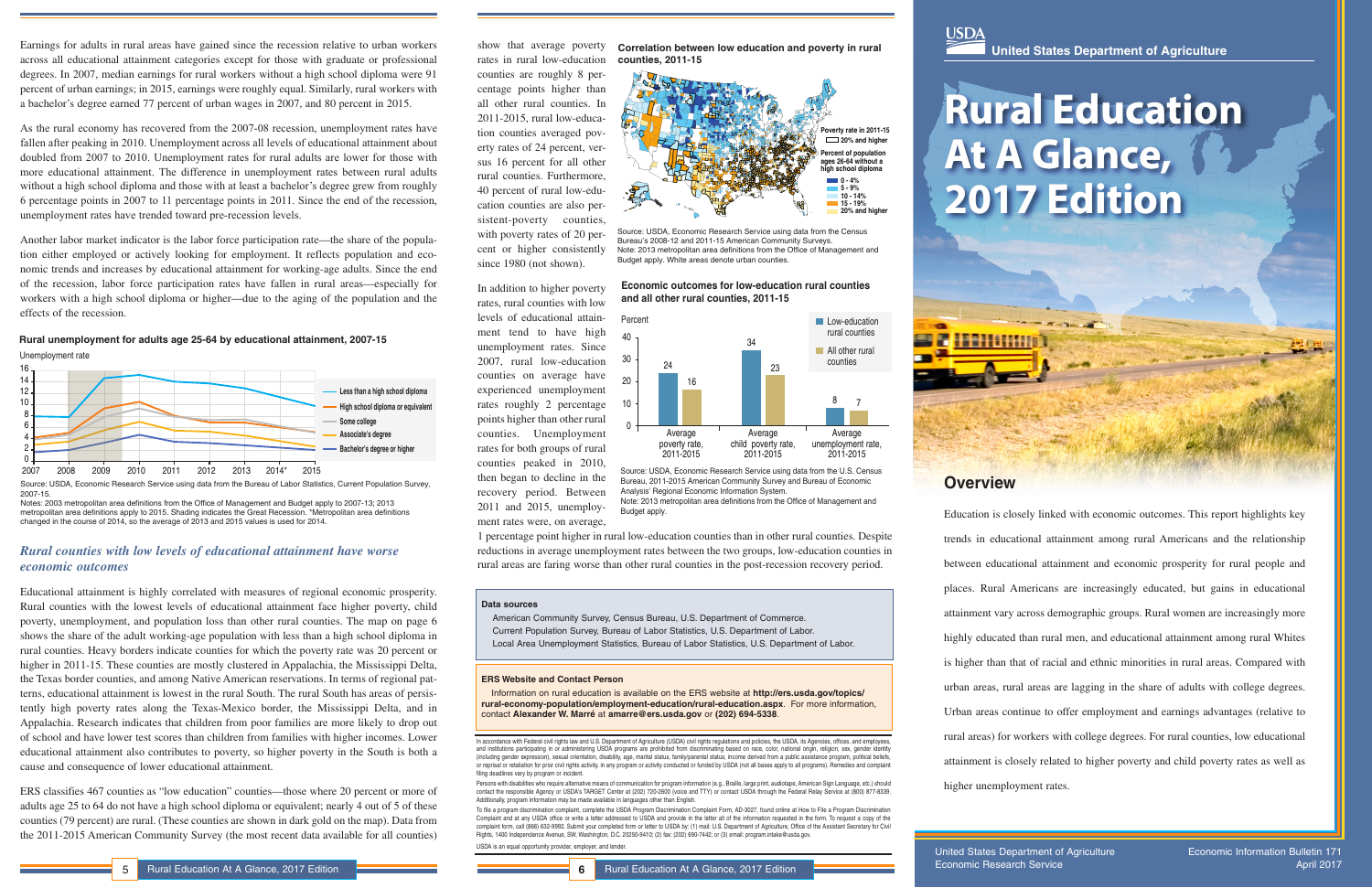Earnings for adults in rural areas have gained since the recession relative to urban workers across all educational attainment categories except for those with graduate or professional degrees. In 2007, median earnings for rural workers without a high school diploma were 91 percent of urban earnings; in 2015, earnings were roughly equal. Similarly, rural workers with a bachelor's degree earned 77 percent of urban wages in 2007, and 80 percent in 2015.

As the rural economy has recovered from the 2007-08 recession, unemployment rates have fallen after peaking in 2010. Unemployment across all levels of educational attainment about doubled from 2007 to 2010. Unemployment rates for rural adults are lower for those with more educational attainment. The difference in unemployment rates between rural adults without a high school diploma and those with at least a bachelor's degree grew from roughly 6 percentage points in 2007 to 11 percentage points in 2011. Since the end of the recession, unemployment rates have trended toward pre-recession levels.

Another labor market indicator is the labor force participation rate—the share of the population either employed or actively looking for employment. It reflects population and economic trends and increases by educational attainment for working-age adults. Since the end of the recession, labor force participation rates have fallen in rural areas—especially for workers with a high school diploma or higher—due to the aging of the population and the effects of the recession.

**Rural unemployment for adults age 25-64 by educational attainment, 2007-15**

Unemployment rate

16
14
12
10
8
6
4
2
0

2007 2008 2009 2010 2011 2012 2013 2014* 2015

Less than a high school diploma
High school diploma or equivalent
Some college
Associate's degree
Bachelor's degree or higher

Source: USDA, Economic Research Service using data from the Bureau of Labor Statistics, Current Population Survey, 2007-15.
Notes: 2003 metropolitan area definitions from the Office of Management and Budget apply to 2007-13; 2013 metropolitan area definitions apply to 2015. Shading indicates the Great Recession. *Metropolitan area definitions changed in the course of 2014, so the average of 2013 and 2015 values is used for 2014.

## *Rural counties with low levels of educational attainment have worse economic outcomes*

Educational attainment is highly correlated with measures of regional economic prosperity. Rural counties with the lowest levels of educational attainment face higher poverty, child poverty, unemployment, and population loss than other rural counties. The map on page 6 shows the share of the adult working-age population with less than a high school diploma in rural counties. Heavy borders indicate counties for which the poverty rate was 20 percent or higher in 2011-15. These counties are mostly clustered in Appalachia, the Mississippi Delta, the Texas border counties, and among Native American reservations. In terms of regional patterns, educational attainment is lowest in the rural South. The rural South has areas of persistently high poverty rates along the Texas-Mexico border, the Mississippi Delta, and in Appalachia. Research indicates that children from poor families are more likely to drop out of school and have lower test scores than children from families with higher incomes. Lower educational attainment also contributes to poverty, so higher poverty in the South is both a cause and consequence of lower educational attainment.

ERS classifies 467 counties as "low education" counties—those where 20 percent or more of adults age 25 to 64 do not have a high school diploma or equivalent; nearly 4 out of 5 of these counties (79 percent) are rural. (These counties are shown in dark gold on the map). Data from the 2011-2015 American Community Survey (the most recent data available for all counties) show that average poverty rates in rural low-education counties are roughly 8 percentage points higher than all other rural counties. In 2011-2015, rural low-education counties averaged poverty rates of 24 percent, versus 16 percent for all other rural counties. Furthermore, 40 percent of rural low-education counties are also persistent-poverty counties, with poverty rates of 20 percent or higher consistently since 1980 (not shown).

In addition to higher poverty rates, rural counties with low levels of educational attainment tend to have high unemployment rates. Since 2007, rural low-education counties on average have experienced unemployment rates roughly 2 percentage points higher than other rural counties. Unemployment rates for both groups of rural counties peaked in 2010, then began to decline in the recovery period. Between 2011 and 2015, unemployment rates were, on average, 1 percentage point higher in rural low-education counties than in other rural counties. Despite reductions in average unemployment rates between the two groups, low-education counties in rural areas are faring worse than other rural counties in the post-recession recovery period.

**Correlation between low education and poverty in rural counties, 2011-15**

Poverty rate in 2011-15
20% and higher

Percent of population ages 26-64 without a high school diploma
0 - 4%
5 - 9%
10 - 14%
15 - 19%
20% and higher

Source: USDA, Economic Research Service using data from the Census Bureau's 2008-12 and 2011-15 American Community Surveys.
Note: 2013 metropolitan area definitions from the Office of Management and Budget apply. White areas denote urban counties.

**Economic outcomes for low-education rural counties and all other rural counties, 2011-15**

Percent

40
30
20
10
0

Low-education rural counties
All other rural counties

24 16
Average poverty rate, 2011-2015

34 23
Average child poverty rate, 2011-2015

8 7
Average unemployment rate, 2011-2015

Source: USDA, Economic Research Service using data from the U.S. Census Bureau, 2011-2015 American Community Survey and Bureau of Economic Analysis' Regional Economic Information System.
Note: 2013 metropolitan area definitions from the Office of Management and Budget apply.

**Data sources**

American Community Survey, Census Bureau, U.S. Department of Commerce.
Current Population Survey, Bureau of Labor Statistics, U.S. Department of Labor.
Local Area Unemployment Statistics, Bureau of Labor Statistics, U.S. Department of Labor.

**ERS Website and Contact Person**

Information on rural education is available on the ERS website at **http://ers.usda.gov/topics/rural-economy-population/employment-education/rural-education.aspx**. For more information, contact **Alexander W. Marré** at **amarre@ers.usda.gov** or **(202) 694-5338**.

In accordance with Federal civil rights law and U.S. Department of Agriculture (USDA) civil rights regulations and policies, the USDA, its Agencies, offices, and employees, and institutions participating in or administering USDA programs are prohibited from discriminating based on race, color, national origin, religion, sex, gender identity (including gender expression), sexual orientation, disability, age, marital status, family/parental status, income derived from a public assistance program, political beliefs, or reprisal or retaliation for prior civil rights activity, in any program or activity conducted or funded by USDA (not all bases apply to all programs). Remedies and complaint filing deadlines vary by program or incident.

Persons with disabilities who require alternative means of communication for program information (e.g., Braille, large print, audiotape, American Sign Language, etc.) should contact the responsible Agency or USDA's TARGET Center at (202) 720-2600 (voice and TTY) or contact USDA through the Federal Relay Service at (800) 877-8339. Additionally, program information may be made available in languages other than English.

To file a program discrimination complaint, complete the USDA Program Discrimination Complaint Form, AD-3027, found online at How to File a Program Discrimination Complaint and at any USDA office or write a letter addressed to USDA and provide in the letter all of the information requested in the form. To request a copy of the complaint form, call (866) 632-9992. Submit your completed form or letter to USDA by: (1) mail: U.S. Department of Agriculture, Office of the Assistant Secretary for Civil Rights, 1400 Independence Avenue, SW, Washington, D.C. 20250-9410; (2) fax: (202) 690-7442; or (3) email: program.intake@usda.gov.

USDA is an equal opportunity provider, employer, and lender.

USDA
United States Department of Agriculture

# Rural Education At A Glance, 2017 Edition

## Overview

Education is closely linked with economic outcomes. This report highlights key trends in educational attainment among rural Americans and the relationship between educational attainment and economic prosperity for rural people and places. Rural Americans are increasingly educated, but gains in educational attainment vary across demographic groups. Rural women are increasingly more highly educated than rural men, and educational attainment among rural Whites is higher than that of racial and ethnic minorities in rural areas. Compared with urban areas, rural areas are lagging in the share of adults with college degrees. Urban areas continue to offer employment and earnings advantages (relative to rural areas) for workers with college degrees. For rural counties, low educational attainment is closely related to higher poverty and child poverty rates as well as higher unemployment rates.

United States Department of Agriculture
Economic Research Service

Economic Information Bulletin 171
April 2017